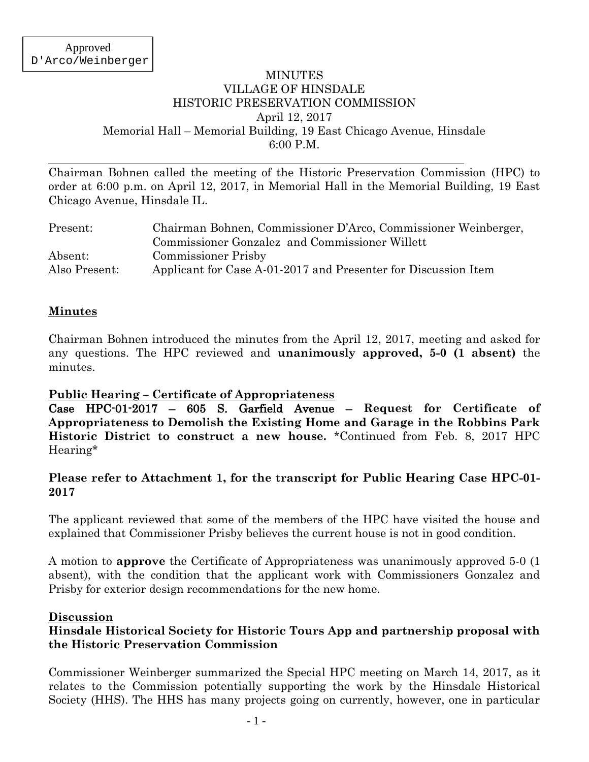Approved
D'Arco/Weinberger

# MINUTES
# VILLAGE OF HINSDALE
# HISTORIC PRESERVATION COMMISSION

April 12, 2017
Memorial Hall – Memorial Building, 19 East Chicago Avenue, Hinsdale
6:00 P.M.

---

Chairman Bohnen called the meeting of the Historic Preservation Commission (HPC) to order at 6:00 p.m. on April 12, 2017, in Memorial Hall in the Memorial Building, 19 East Chicago Avenue, Hinsdale IL.

| | |
|---|---|
| Present: | Chairman Bohnen, Commissioner D'Arco, Commissioner Weinberger, Commissioner Gonzalez and Commissioner Willett |
| Absent: | Commissioner Prisby |
| Also Present: | Applicant for Case A-01-2017 and Presenter for Discussion Item |

## Minutes

Chairman Bohnen introduced the minutes from the April 12, 2017, meeting and asked for any questions. The HPC reviewed and **unanimously approved, 5-0 (1 absent)** the minutes.

## Public Hearing – Certificate of Appropriateness

**Case HPC-01-2017 – 605 S. Garfield Avenue – Request for Certificate of Appropriateness to Demolish the Existing Home and Garage in the Robbins Park Historic District to construct a new house.** *Continued from Feb. 8, 2017 HPC Hearing*

**Please refer to Attachment 1, for the transcript for Public Hearing Case HPC-01-2017**

The applicant reviewed that some of the members of the HPC have visited the house and explained that Commissioner Prisby believes the current house is not in good condition.

A motion to **approve** the Certificate of Appropriateness was unanimously approved 5-0 (1 absent), with the condition that the applicant work with Commissioners Gonzalez and Prisby for exterior design recommendations for the new home.

## Discussion

**Hinsdale Historical Society for Historic Tours App and partnership proposal with the Historic Preservation Commission**

Commissioner Weinberger summarized the Special HPC meeting on March 14, 2017, as it relates to the Commission potentially supporting the work by the Hinsdale Historical Society (HHS). The HHS has many projects going on currently, however, one in particular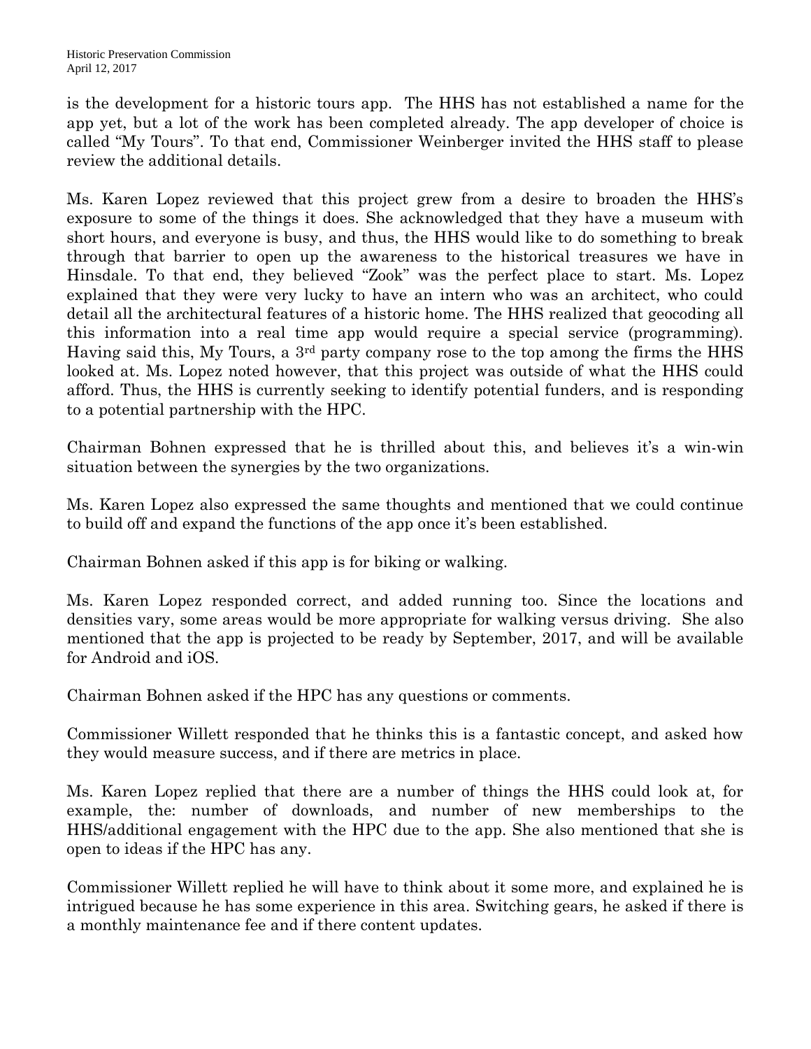is the development for a historic tours app. The HHS has not established a name for the app yet, but a lot of the work has been completed already. The app developer of choice is called "My Tours". To that end, Commissioner Weinberger invited the HHS staff to please review the additional details.

Ms. Karen Lopez reviewed that this project grew from a desire to broaden the HHS's exposure to some of the things it does. She acknowledged that they have a museum with short hours, and everyone is busy, and thus, the HHS would like to do something to break through that barrier to open up the awareness to the historical treasures we have in Hinsdale. To that end, they believed "Zook" was the perfect place to start. Ms. Lopez explained that they were very lucky to have an intern who was an architect, who could detail all the architectural features of a historic home. The HHS realized that geocoding all this information into a real time app would require a special service (programming). Having said this, My Tours, a 3rd party company rose to the top among the firms the HHS looked at. Ms. Lopez noted however, that this project was outside of what the HHS could afford. Thus, the HHS is currently seeking to identify potential funders, and is responding to a potential partnership with the HPC.

Chairman Bohnen expressed that he is thrilled about this, and believes it's a win-win situation between the synergies by the two organizations.

Ms. Karen Lopez also expressed the same thoughts and mentioned that we could continue to build off and expand the functions of the app once it's been established.

Chairman Bohnen asked if this app is for biking or walking.

Ms. Karen Lopez responded correct, and added running too. Since the locations and densities vary, some areas would be more appropriate for walking versus driving. She also mentioned that the app is projected to be ready by September, 2017, and will be available for Android and iOS.

Chairman Bohnen asked if the HPC has any questions or comments.

Commissioner Willett responded that he thinks this is a fantastic concept, and asked how they would measure success, and if there are metrics in place.

Ms. Karen Lopez replied that there are a number of things the HHS could look at, for example, the: number of downloads, and number of new memberships to the HHS/additional engagement with the HPC due to the app. She also mentioned that she is open to ideas if the HPC has any.

Commissioner Willett replied he will have to think about it some more, and explained he is intrigued because he has some experience in this area. Switching gears, he asked if there is a monthly maintenance fee and if there content updates.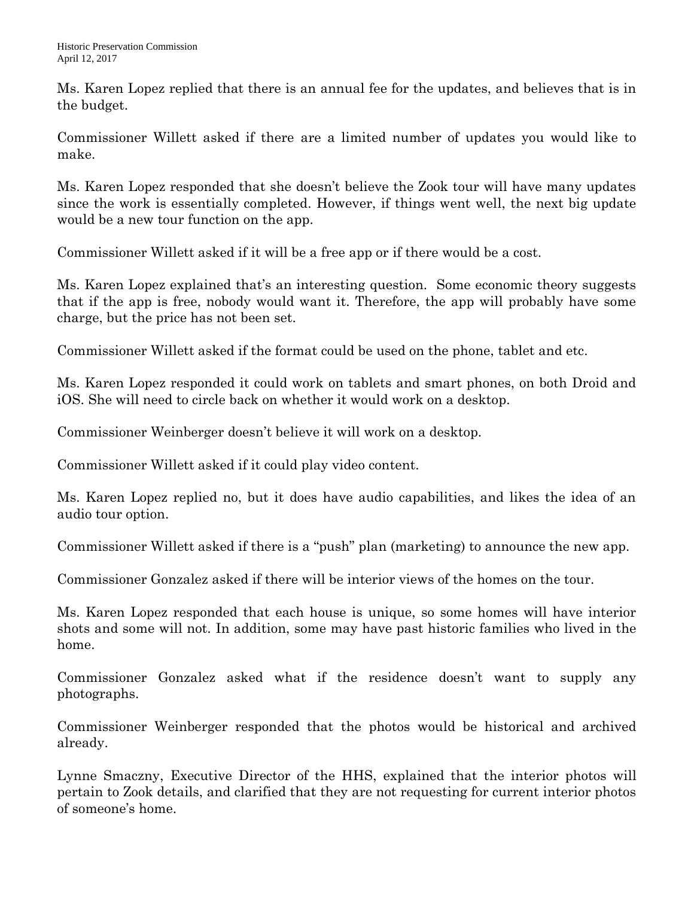Ms. Karen Lopez replied that there is an annual fee for the updates, and believes that is in the budget.

Commissioner Willett asked if there are a limited number of updates you would like to make.

Ms. Karen Lopez responded that she doesn't believe the Zook tour will have many updates since the work is essentially completed. However, if things went well, the next big update would be a new tour function on the app.

Commissioner Willett asked if it will be a free app or if there would be a cost.

Ms. Karen Lopez explained that's an interesting question. Some economic theory suggests that if the app is free, nobody would want it. Therefore, the app will probably have some charge, but the price has not been set.

Commissioner Willett asked if the format could be used on the phone, tablet and etc.

Ms. Karen Lopez responded it could work on tablets and smart phones, on both Droid and iOS. She will need to circle back on whether it would work on a desktop.

Commissioner Weinberger doesn't believe it will work on a desktop.

Commissioner Willett asked if it could play video content.

Ms. Karen Lopez replied no, but it does have audio capabilities, and likes the idea of an audio tour option.

Commissioner Willett asked if there is a "push" plan (marketing) to announce the new app.

Commissioner Gonzalez asked if there will be interior views of the homes on the tour.

Ms. Karen Lopez responded that each house is unique, so some homes will have interior shots and some will not. In addition, some may have past historic families who lived in the home.

Commissioner Gonzalez asked what if the residence doesn't want to supply any photographs.

Commissioner Weinberger responded that the photos would be historical and archived already.

Lynne Smaczny, Executive Director of the HHS, explained that the interior photos will pertain to Zook details, and clarified that they are not requesting for current interior photos of someone's home.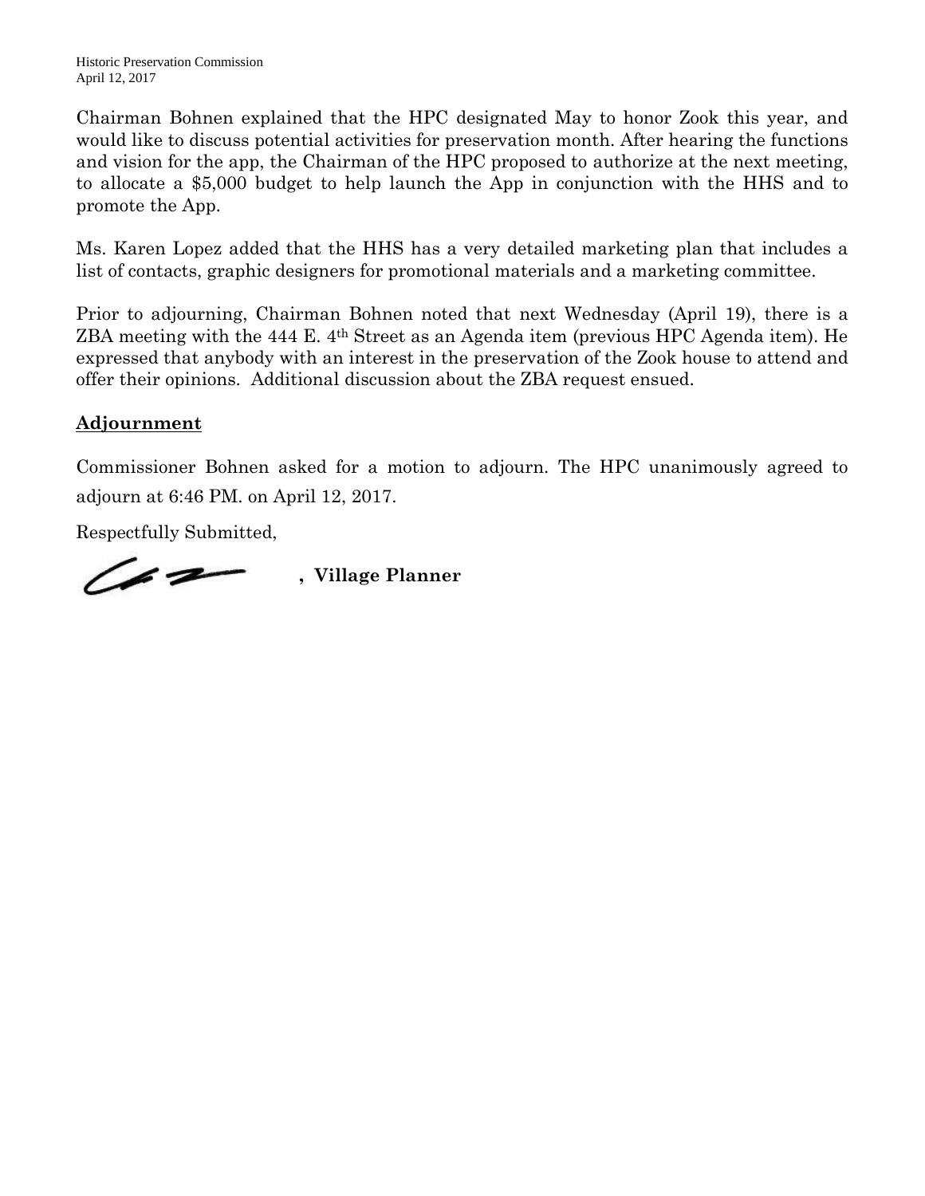Chairman Bohnen explained that the HPC designated May to honor Zook this year, and would like to discuss potential activities for preservation month. After hearing the functions and vision for the app, the Chairman of the HPC proposed to authorize at the next meeting, to allocate a $5,000 budget to help launch the App in conjunction with the HHS and to promote the App.

Ms. Karen Lopez added that the HHS has a very detailed marketing plan that includes a list of contacts, graphic designers for promotional materials and a marketing committee.

Prior to adjourning, Chairman Bohnen noted that next Wednesday (April 19), there is a ZBA meeting with the 444 E. 4th Street as an Agenda item (previous HPC Agenda item). He expressed that anybody with an interest in the preservation of the Zook house to attend and offer their opinions. Additional discussion about the ZBA request ensued.

## Adjournment

Commissioner Bohnen asked for a motion to adjourn. The HPC unanimously agreed to adjourn at 6:46 PM. on April 12, 2017.

Respectfully Submitted,

**, Village Planner**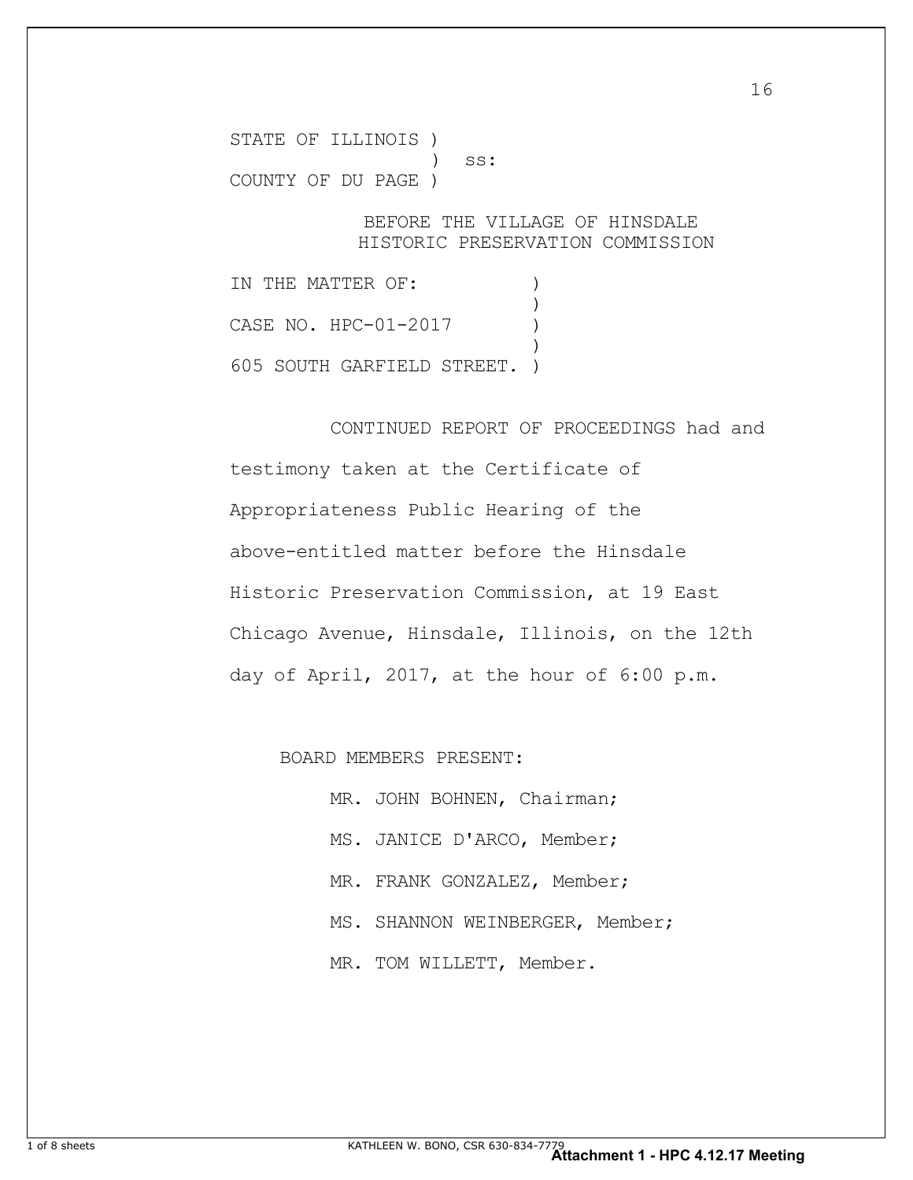STATE OF ILLINOIS )
                  )  ss:
COUNTY OF DU PAGE )

BEFORE THE VILLAGE OF HINSDALE
HISTORIC PRESERVATION COMMISSION

IN THE MATTER OF:            )
                             )
CASE NO. HPC-01-2017         )
                             )
605 SOUTH GARFIELD STREET.  )

CONTINUED REPORT OF PROCEEDINGS had and testimony taken at the Certificate of Appropriateness Public Hearing of the above-entitled matter before the Hinsdale Historic Preservation Commission, at 19 East Chicago Avenue, Hinsdale, Illinois, on the 12th day of April, 2017, at the hour of 6:00 p.m.

BOARD MEMBERS PRESENT:

MR. JOHN BOHNEN, Chairman;

MS. JANICE D'ARCO, Member;

MR. FRANK GONZALEZ, Member;

MS. SHANNON WEINBERGER, Member;

MR. TOM WILLETT, Member.

KATHLEEN W. BONO, CSR 630-834-7779

**Attachment 1 - HPC 4.12.17 Meeting**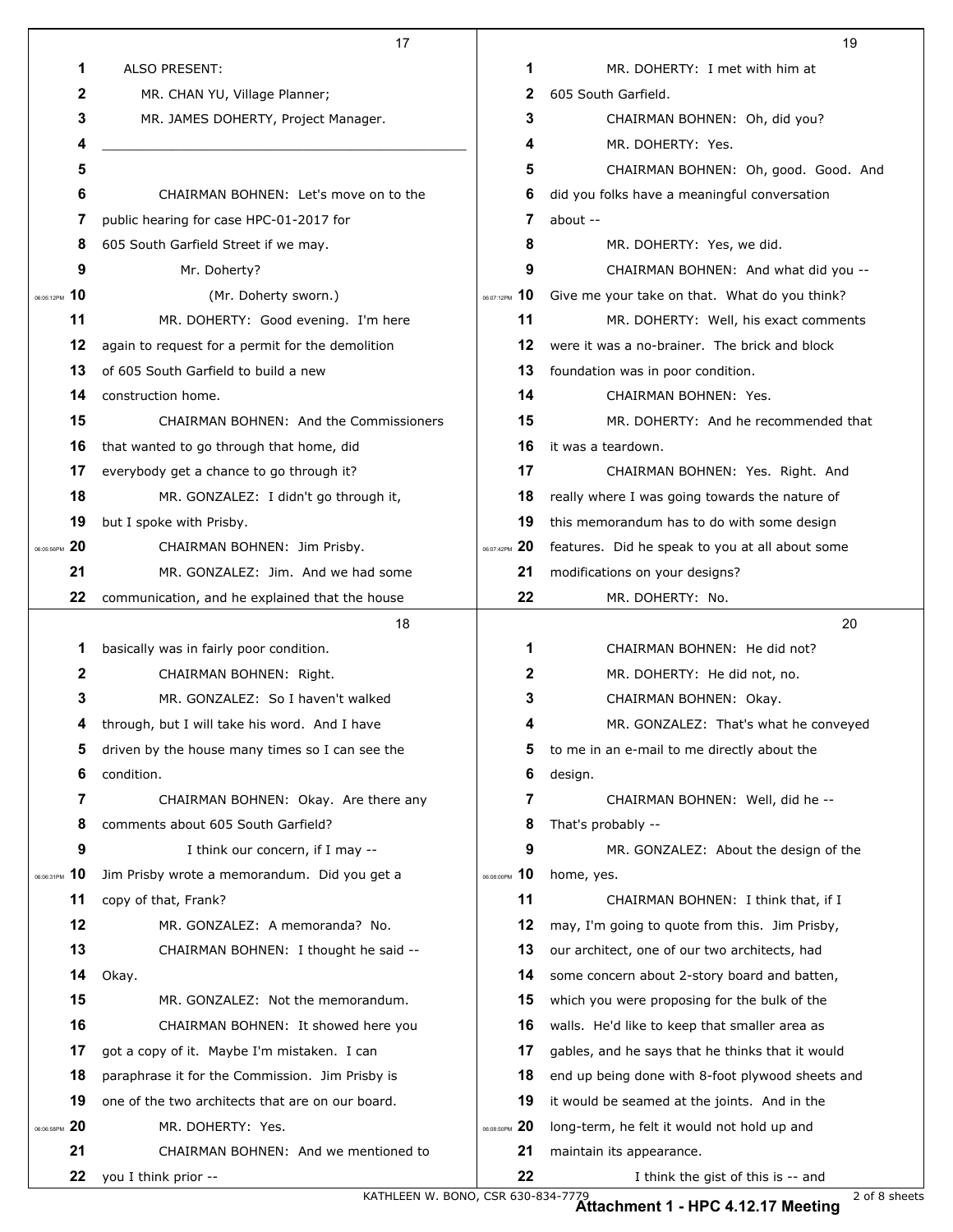ALSO PRESENT:

MR. CHAN YU, Village Planner;

MR. JAMES DOHERTY, Project Manager.

---

CHAIRMAN BOHNEN: Let's move on to the public hearing for case HPC-01-2017 for 605 South Garfield Street if we may.

Mr. Doherty?

(Mr. Doherty sworn.)

MR. DOHERTY: Good evening. I'm here again to request for a permit for the demolition of 605 South Garfield to build a new construction home.

CHAIRMAN BOHNEN: And the Commissioners that wanted to go through that home, did everybody get a chance to go through it?

MR. GONZALEZ: I didn't go through it, but I spoke with Prisby.

CHAIRMAN BOHNEN: Jim Prisby.

MR. GONZALEZ: Jim. And we had some communication, and he explained that the house basically was in fairly poor condition.

CHAIRMAN BOHNEN: Right.

MR. GONZALEZ: So I haven't walked through, but I will take his word. And I have driven by the house many times so I can see the condition.

CHAIRMAN BOHNEN: Okay. Are there any comments about 605 South Garfield?

I think our concern, if I may -- Jim Prisby wrote a memorandum. Did you get a copy of that, Frank?

MR. GONZALEZ: A memoranda? No.

CHAIRMAN BOHNEN: I thought he said -- Okay.

MR. GONZALEZ: Not the memorandum.

CHAIRMAN BOHNEN: It showed here you got a copy of it. Maybe I'm mistaken. I can paraphrase it for the Commission. Jim Prisby is one of the two architects that are on our board.

MR. DOHERTY: Yes.

CHAIRMAN BOHNEN: And we mentioned to you I think prior --

MR. DOHERTY: I met with him at 605 South Garfield.

CHAIRMAN BOHNEN: Oh, did you?

MR. DOHERTY: Yes.

CHAIRMAN BOHNEN: Oh, good. Good. And did you folks have a meaningful conversation about --

MR. DOHERTY: Yes, we did.

CHAIRMAN BOHNEN: And what did you -- Give me your take on that. What do you think?

MR. DOHERTY: Well, his exact comments were it was a no-brainer. The brick and block foundation was in poor condition.

CHAIRMAN BOHNEN: Yes.

MR. DOHERTY: And he recommended that it was a teardown.

CHAIRMAN BOHNEN: Yes. Right. And really where I was going towards the nature of this memorandum has to do with some design features. Did he speak to you at all about some modifications on your designs?

MR. DOHERTY: No.

CHAIRMAN BOHNEN: He did not?

MR. DOHERTY: He did not, no.

CHAIRMAN BOHNEN: Okay.

MR. GONZALEZ: That's what he conveyed to me in an e-mail to me directly about the design.

CHAIRMAN BOHNEN: Well, did he -- That's probably --

MR. GONZALEZ: About the design of the home, yes.

CHAIRMAN BOHNEN: I think that, if I may, I'm going to quote from this. Jim Prisby, our architect, one of our two architects, had some concern about 2-story board and batten, which you were proposing for the bulk of the walls. He'd like to keep that smaller area as gables, and he says that he thinks that it would end up being done with 8-foot plywood sheets and it would be seamed at the joints. And in the long-term, he felt it would not hold up and maintain its appearance.

I think the gist of this is -- and

KATHLEEN W. BONO, CSR 630-834-7779

**Attachment 1 - HPC 4.12.17 Meeting**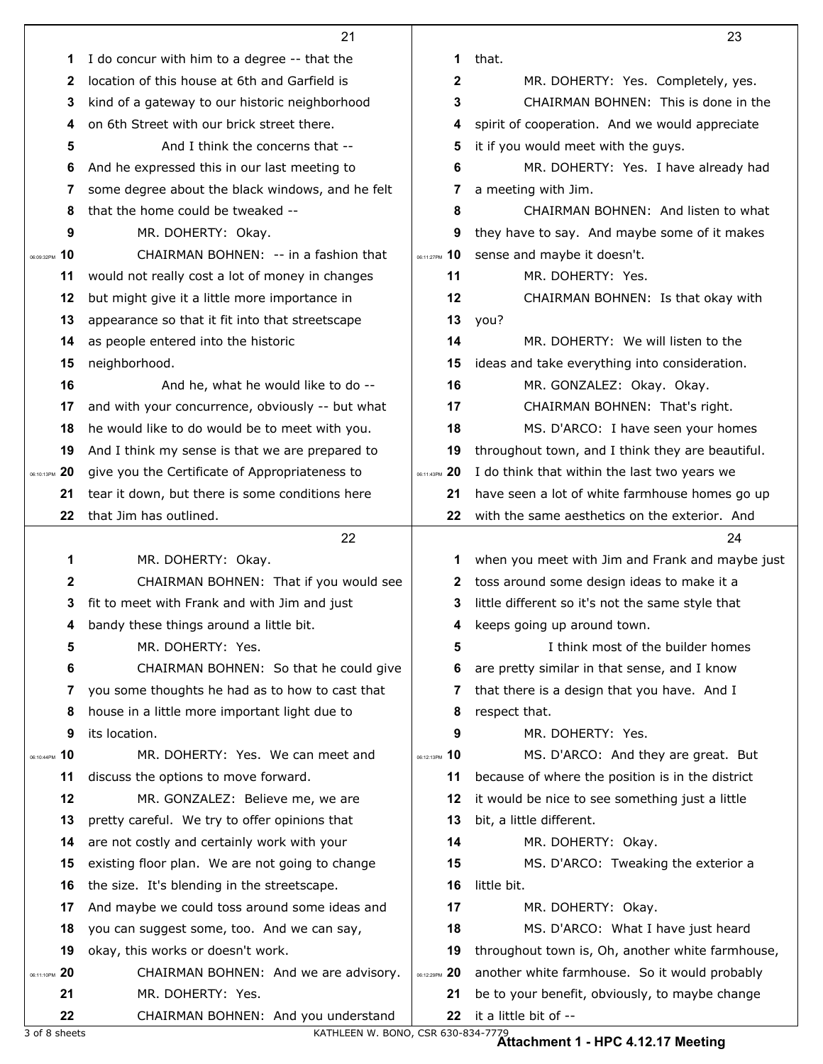I do concur with him to a degree -- that the location of this house at 6th and Garfield is kind of a gateway to our historic neighborhood on 6th Street with our brick street there.

And I think the concerns that -- And he expressed this in our last meeting to some degree about the black windows, and he felt that the home could be tweaked --

MR. DOHERTY: Okay.

CHAIRMAN BOHNEN: -- in a fashion that would not really cost a lot of money in changes but might give it a little more importance in appearance so that it fit into that streetscape as people entered into the historic neighborhood.

And he, what he would like to do -- and with your concurrence, obviously -- but what he would like to do would be to meet with you. And I think my sense is that we are prepared to give you the Certificate of Appropriateness to tear it down, but there is some conditions here that Jim has outlined.

MR. DOHERTY: Okay.

CHAIRMAN BOHNEN: That if you would see fit to meet with Frank and with Jim and just bandy these things around a little bit.

MR. DOHERTY: Yes.

CHAIRMAN BOHNEN: So that he could give you some thoughts he had as to how to cast that house in a little more important light due to its location.

MR. DOHERTY: Yes. We can meet and discuss the options to move forward.

MR. GONZALEZ: Believe me, we are pretty careful. We try to offer opinions that are not costly and certainly work with your existing floor plan. We are not going to change the size. It's blending in the streetscape. And maybe we could toss around some ideas and you can suggest some, too. And we can say, okay, this works or doesn't work.

CHAIRMAN BOHNEN: And we are advisory.

MR. DOHERTY: Yes.

CHAIRMAN BOHNEN: And you understand that.

MR. DOHERTY: Yes. Completely, yes.

CHAIRMAN BOHNEN: This is done in the spirit of cooperation. And we would appreciate it if you would meet with the guys.

MR. DOHERTY: Yes. I have already had a meeting with Jim.

CHAIRMAN BOHNEN: And listen to what they have to say. And maybe some of it makes sense and maybe it doesn't.

MR. DOHERTY: Yes.

CHAIRMAN BOHNEN: Is that okay with you?

MR. DOHERTY: We will listen to the ideas and take everything into consideration.

MR. GONZALEZ: Okay. Okay.

CHAIRMAN BOHNEN: That's right.

MS. D'ARCO: I have seen your homes throughout town, and I think they are beautiful. I do think that within the last two years we have seen a lot of white farmhouse homes go up with the same aesthetics on the exterior. And when you meet with Jim and Frank and maybe just toss around some design ideas to make it a little different so it's not the same style that keeps going up around town.

I think most of the builder homes are pretty similar in that sense, and I know that there is a design that you have. And I respect that.

MR. DOHERTY: Yes.

MS. D'ARCO: And they are great. But because of where the position is in the district it would be nice to see something just a little bit, a little different.

MR. DOHERTY: Okay.

MS. D'ARCO: Tweaking the exterior a little bit.

MR. DOHERTY: Okay.

MS. D'ARCO: What I have just heard throughout town is, Oh, another white farmhouse, another white farmhouse. So it would probably be to your benefit, obviously, to maybe change it a little bit of --

KATHLEEN W. BONO, CSR 630-834-7779

**Attachment 1 - HPC 4.12.17 Meeting**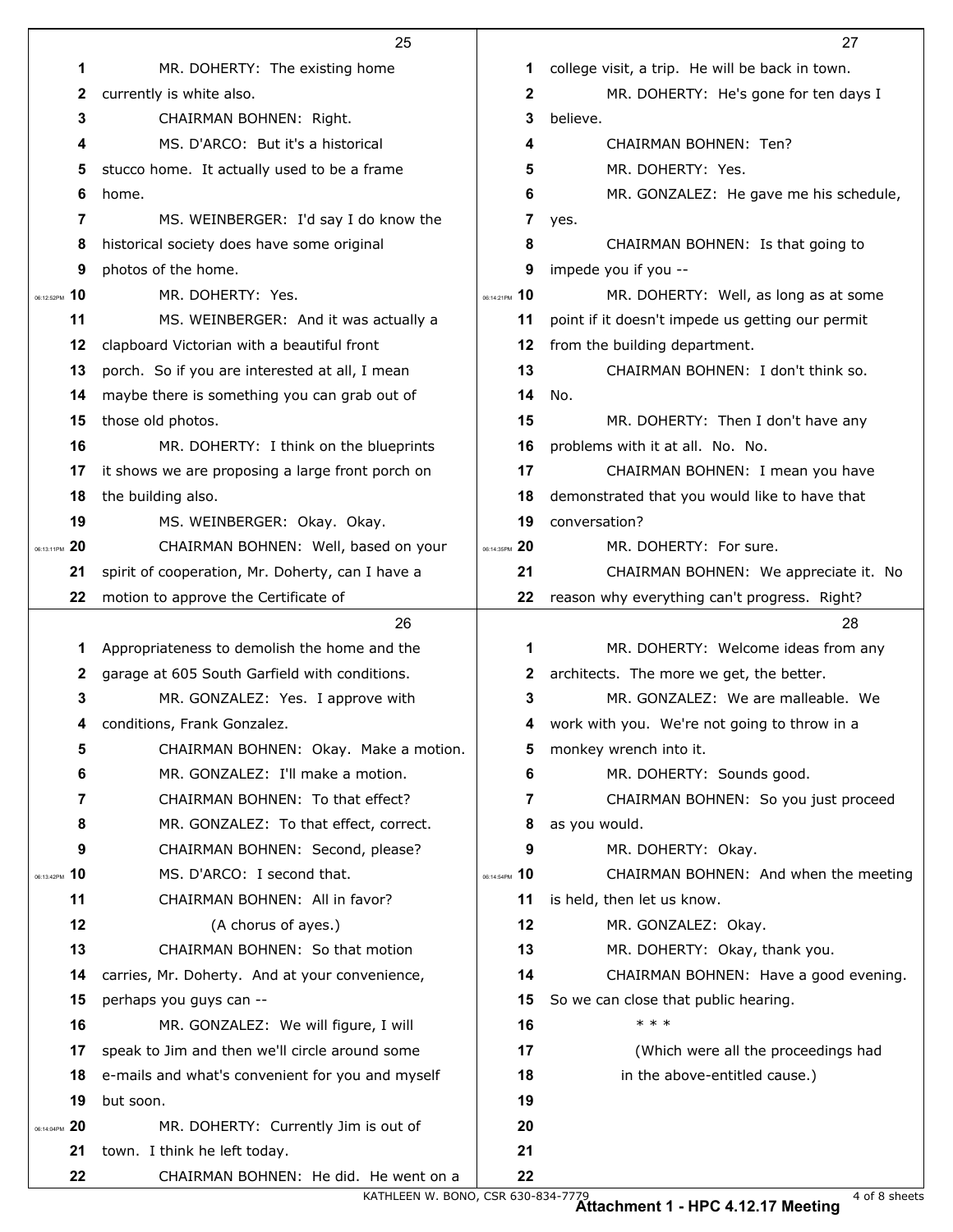MR. DOHERTY: The existing home currently is white also.

CHAIRMAN BOHNEN: Right.

MS. D'ARCO: But it's a historical stucco home. It actually used to be a frame home.

MS. WEINBERGER: I'd say I do know the historical society does have some original photos of the home.

MR. DOHERTY: Yes.

MS. WEINBERGER: And it was actually a clapboard Victorian with a beautiful front porch. So if you are interested at all, I mean maybe there is something you can grab out of those old photos.

MR. DOHERTY: I think on the blueprints it shows we are proposing a large front porch on the building also.

MS. WEINBERGER: Okay. Okay.

CHAIRMAN BOHNEN: Well, based on your spirit of cooperation, Mr. Doherty, can I have a motion to approve the Certificate of Appropriateness to demolish the home and the garage at 605 South Garfield with conditions.

MR. GONZALEZ: Yes. I approve with conditions, Frank Gonzalez.

CHAIRMAN BOHNEN: Okay. Make a motion.

MR. GONZALEZ: I'll make a motion.

CHAIRMAN BOHNEN: To that effect?

MR. GONZALEZ: To that effect, correct.

CHAIRMAN BOHNEN: Second, please?

MS. D'ARCO: I second that.

CHAIRMAN BOHNEN: All in favor?

(A chorus of ayes.)

CHAIRMAN BOHNEN: So that motion carries, Mr. Doherty. And at your convenience, perhaps you guys can --

MR. GONZALEZ: We will figure, I will speak to Jim and then we'll circle around some e-mails and what's convenient for you and myself but soon.

MR. DOHERTY: Currently Jim is out of town. I think he left today.

CHAIRMAN BOHNEN: He did. He went on a college visit, a trip. He will be back in town.

MR. DOHERTY: He's gone for ten days I believe.

CHAIRMAN BOHNEN: Ten?

MR. DOHERTY: Yes.

MR. GONZALEZ: He gave me his schedule, yes.

CHAIRMAN BOHNEN: Is that going to impede you if you --

MR. DOHERTY: Well, as long as at some point if it doesn't impede us getting our permit from the building department.

CHAIRMAN BOHNEN: I don't think so. No.

MR. DOHERTY: Then I don't have any problems with it at all. No. No.

CHAIRMAN BOHNEN: I mean you have demonstrated that you would like to have that conversation?

MR. DOHERTY: For sure.

CHAIRMAN BOHNEN: We appreciate it. No reason why everything can't progress. Right?

MR. DOHERTY: Welcome ideas from any architects. The more we get, the better.

MR. GONZALEZ: We are malleable. We work with you. We're not going to throw in a monkey wrench into it.

MR. DOHERTY: Sounds good.

CHAIRMAN BOHNEN: So you just proceed as you would.

MR. DOHERTY: Okay.

CHAIRMAN BOHNEN: And when the meeting is held, then let us know.

MR. GONZALEZ: Okay.

MR. DOHERTY: Okay, thank you.

CHAIRMAN BOHNEN: Have a good evening. So we can close that public hearing.

* * *

(Which were all the proceedings had in the above-entitled cause.)

KATHLEEN W. BONO, CSR 630-834-7779

**Attachment 1 - HPC 4.12.17 Meeting**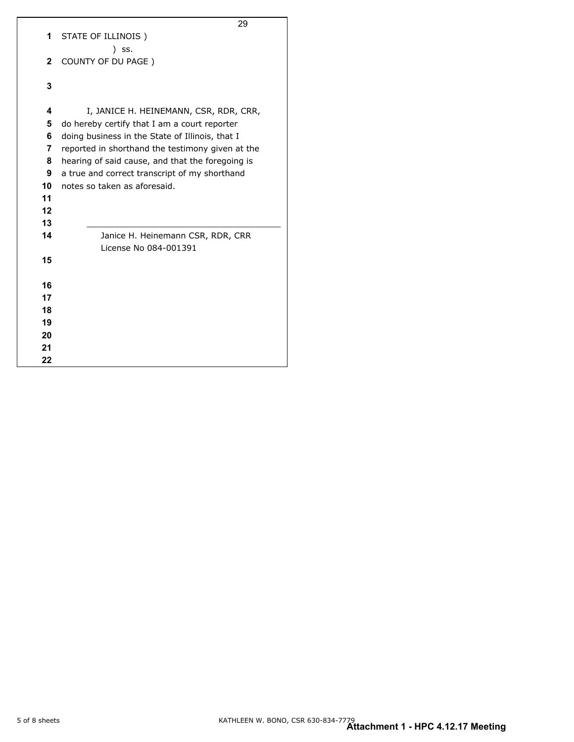STATE OF ILLINOIS )
) ss.
COUNTY OF DU PAGE )

I, JANICE H. HEINEMANN, CSR, RDR, CRR, do hereby certify that I am a court reporter doing business in the State of Illinois, that I reported in shorthand the testimony given at the hearing of said cause, and that the foregoing is a true and correct transcript of my shorthand notes so taken as aforesaid.

\_\_\_\_\_\_\_\_\_\_\_\_\_\_\_\_\_\_\_\_\_\_\_\_\_\_\_\_\_\_\_\_\_\_\_\_\_\_

Janice H. Heinemann CSR, RDR, CRR
License No 084-001391

KATHLEEN W. BONO, CSR 630-834-7779

**Attachment 1 - HPC 4.12.17 Meeting**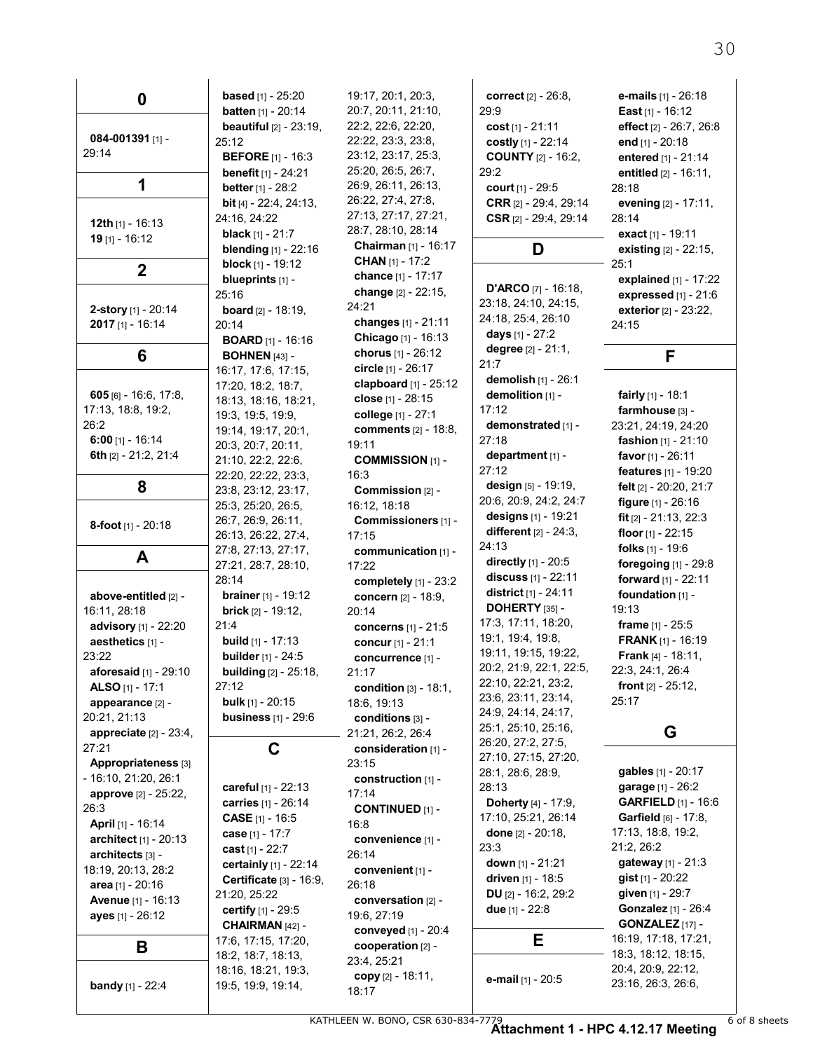## 0

**084-001391** [1] - 29:14

## 1

**12th** [1] - 16:13
**19** [1] - 16:12

## 2

**2-story** [1] - 20:14
**2017** [1] - 16:14

## 6

**605** [6] - 16:6, 17:8, 17:13, 18:8, 19:2, 26:2
**6:00** [1] - 16:14
**6th** [2] - 21:2, 21:4

## 8

**8-foot** [1] - 20:18

## A

**above-entitled** [2] - 16:11, 28:18
**advisory** [1] - 22:20
**aesthetics** [1] - 23:22
**aforesaid** [1] - 29:10
**ALSO** [1] - 17:1
**appearance** [2] - 20:21, 21:13
**appreciate** [2] - 23:4, 27:21
**Appropriateness** [3] - 16:10, 21:20, 26:1
**approve** [2] - 25:22, 26:3
**April** [1] - 16:14
**architect** [1] - 20:13
**architects** [3] - 18:19, 20:13, 28:2
**area** [1] - 20:16
**Avenue** [1] - 16:13
**ayes** [1] - 26:12

## B

**bandy** [1] - 22:4
**based** [1] - 25:20
**batten** [1] - 20:14
**beautiful** [2] - 23:19, 25:12
**BEFORE** [1] - 16:3
**benefit** [1] - 24:21
**better** [1] - 28:2
**bit** [4] - 22:4, 24:13, 24:16, 24:22
**black** [1] - 21:7
**blending** [1] - 22:16
**block** [1] - 19:12
**blueprints** [1] - 25:16
**board** [2] - 18:19, 20:14
**BOARD** [1] - 16:16
**BOHNEN** [43] - 16:17, 17:6, 17:15, 17:20, 18:2, 18:7, 18:13, 18:16, 18:21, 19:3, 19:5, 19:9, 19:14, 19:17, 20:1, 20:3, 20:7, 20:11, 21:10, 22:2, 22:6, 22:20, 22:22, 23:3, 23:8, 23:12, 23:17, 25:3, 25:20, 26:5, 26:7, 26:9, 26:11, 26:13, 26:22, 27:4, 27:8, 27:13, 27:17, 27:21, 28:7, 28:10, 28:14
**brainer** [1] - 19:12
**brick** [2] - 19:12, 21:4
**build** [1] - 17:13
**builder** [1] - 24:5
**building** [2] - 25:18, 27:12
**bulk** [1] - 20:15
**business** [1] - 29:6

## C

**careful** [1] - 22:13
**carries** [1] - 26:14
**CASE** [1] - 16:5
**case** [1] - 17:7
**cast** [1] - 22:7
**certainly** [1] - 22:14
**Certificate** [3] - 16:9, 21:20, 25:22
**certify** [1] - 29:5
**CHAIRMAN** [42] - 17:6, 17:15, 17:20, 18:2, 18:7, 18:13, 18:16, 18:21, 19:3, 19:5, 19:9, 19:14, 19:17, 20:1, 20:3, 20:7, 20:11, 21:10, 22:2, 22:6, 22:20, 22:22, 23:3, 23:8, 23:12, 23:17, 25:3, 25:20, 26:5, 26:7, 26:9, 26:11, 26:13, 26:22, 27:4, 27:8, 27:13, 27:17, 27:21, 28:7, 28:10, 28:14
**Chairman** [1] - 16:17
**CHAN** [1] - 17:2
**chance** [1] - 17:17
**change** [2] - 22:15, 24:21
**changes** [1] - 21:11
**Chicago** [1] - 16:13
**chorus** [1] - 26:12
**circle** [1] - 26:17
**clapboard** [1] - 25:12
**close** [1] - 28:15
**college** [1] - 27:1
**comments** [2] - 18:8, 19:11
**COMMISSION** [1] - 16:3
**Commission** [2] - 16:12, 18:18
**Commissioners** [1] - 17:15
**communication** [1] - 17:22
**completely** [1] - 23:2
**concern** [2] - 18:9, 20:14
**concerns** [1] - 21:5
**concur** [1] - 21:1
**concurrence** [1] - 21:17
**condition** [3] - 18:1, 18:6, 19:13
**conditions** [3] - 21:21, 26:2, 26:4
**consideration** [1] - 23:15
**construction** [1] - 17:14
**CONTINUED** [1] - 16:8
**convenience** [1] - 26:14
**convenient** [1] - 26:18
**conversation** [2] - 19:6, 27:19
**conveyed** [1] - 20:4
**cooperation** [2] - 23:4, 25:21
**copy** [2] - 18:11, 18:17
**correct** [2] - 26:8, 29:9
**cost** [1] - 21:11
**costly** [1] - 22:14
**COUNTY** [2] - 16:2, 29:2
**court** [1] - 29:5
**CRR** [2] - 29:4, 29:14
**CSR** [2] - 29:4, 29:14

## D

**D'ARCO** [7] - 16:18, 23:18, 24:10, 24:15, 24:18, 25:4, 26:10
**days** [1] - 27:2
**degree** [2] - 21:1, 21:7
**demolish** [1] - 26:1
**demolition** [1] - 17:12
**demonstrated** [1] - 27:18
**department** [1] - 27:12
**design** [5] - 19:19, 20:6, 20:9, 24:2, 24:7
**designs** [1] - 19:21
**different** [2] - 24:3, 24:13
**directly** [1] - 20:5
**discuss** [1] - 22:11
**district** [1] - 24:11
**DOHERTY** [35] - 17:3, 17:11, 18:20, 19:1, 19:4, 19:8, 19:11, 19:15, 19:22, 20:2, 21:9, 22:1, 22:5, 22:10, 22:21, 23:2, 23:6, 23:11, 23:14, 24:9, 24:14, 24:17, 25:1, 25:10, 25:16, 26:20, 27:2, 27:5, 27:10, 27:15, 27:20, 28:1, 28:6, 28:9, 28:13
**Doherty** [4] - 17:9, 17:10, 25:21, 26:14
**done** [2] - 20:18, 23:3
**down** [1] - 21:21
**driven** [1] - 18:5
**DU** [2] - 16:2, 29:2
**due** [1] - 22:8

## E

**e-mail** [1] - 20:5
**e-mails** [1] - 26:18
**East** [1] - 16:12
**effect** [2] - 26:7, 26:8
**end** [1] - 20:18
**entered** [1] - 21:14
**entitled** [2] - 16:11, 28:18
**evening** [2] - 17:11, 28:14
**exact** [1] - 19:11
**existing** [2] - 22:15, 25:1
**explained** [1] - 17:22
**expressed** [1] - 21:6
**exterior** [2] - 23:22, 24:15

## F

**fairly** [1] - 18:1
**farmhouse** [3] - 23:21, 24:19, 24:20
**fashion** [1] - 21:10
**favor** [1] - 26:11
**features** [1] - 19:20
**felt** [2] - 20:20, 21:7
**figure** [1] - 26:16
**fit** [2] - 21:13, 22:3
**floor** [1] - 22:15
**folks** [1] - 19:6
**foregoing** [1] - 29:8
**forward** [1] - 22:11
**foundation** [1] - 19:13
**frame** [1] - 25:5
**FRANK** [1] - 16:19
**Frank** [4] - 18:11, 22:3, 24:1, 26:4
**front** [2] - 25:12, 25:17

## G

**gables** [1] - 20:17
**garage** [1] - 26:2
**GARFIELD** [1] - 16:6
**Garfield** [6] - 17:8, 17:13, 18:8, 19:2, 21:2, 26:2
**gateway** [1] - 21:3
**gist** [1] - 20:22
**given** [1] - 29:7
**Gonzalez** [1] - 26:4
**GONZALEZ** [17] - 16:19, 17:18, 17:21, 18:3, 18:12, 18:15, 20:4, 20:9, 22:12, 23:16, 26:3, 26:6,

KATHLEEN W. BONO, CSR 630-834-7779

**Attachment 1 - HPC 4.12.17 Meeting**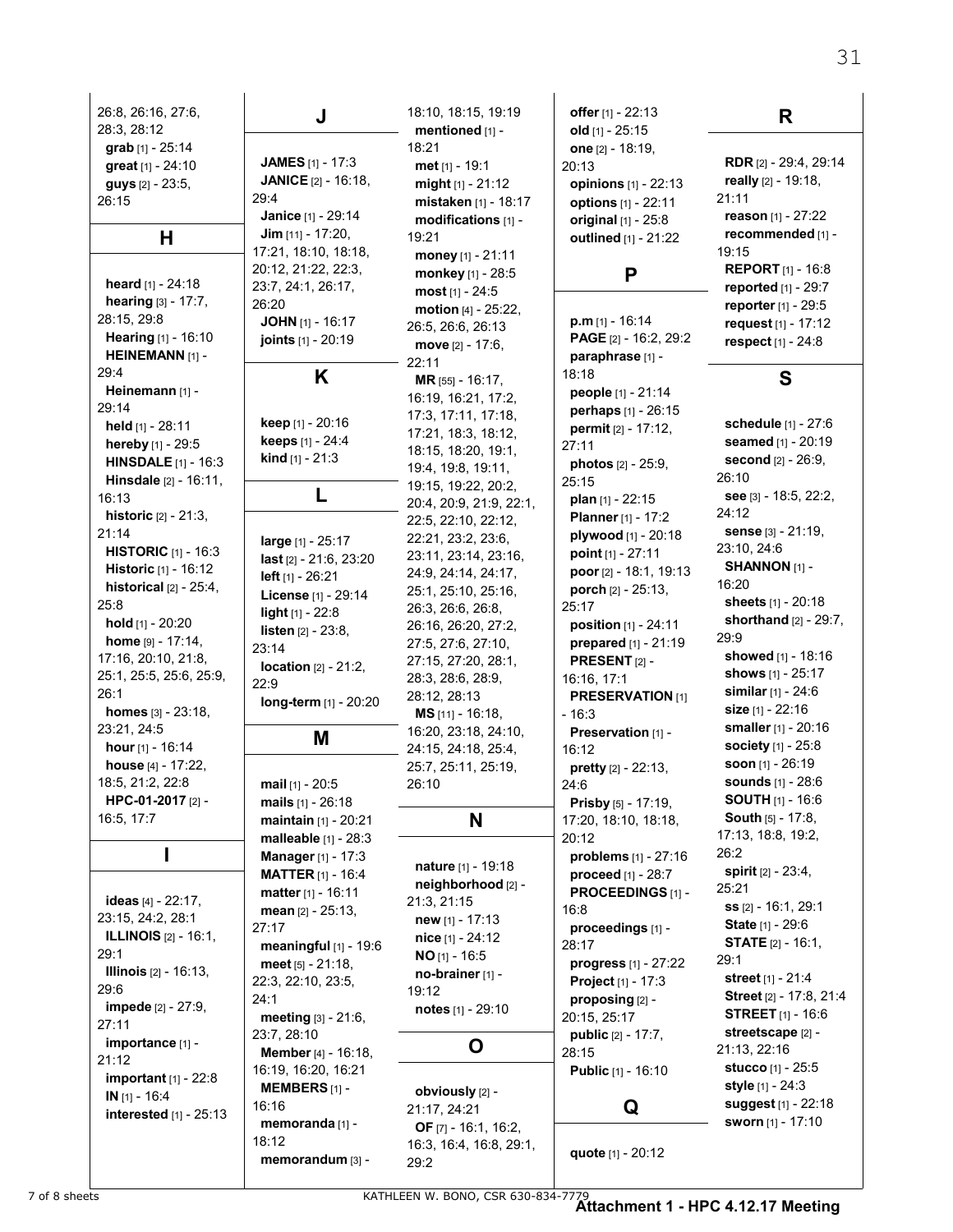26:8, 26:16, 27:6, 28:3, 28:12
**grab** [1] - 25:14
**great** [1] - 24:10
**guys** [2] - 23:5, 26:15

## H

**heard** [1] - 24:18
**hearing** [3] - 17:7, 28:15, 29:8
**Hearing** [1] - 16:10
**HEINEMANN** [1] - 29:4
**Heinemann** [1] - 29:14
**held** [1] - 28:11
**hereby** [1] - 29:5
**HINSDALE** [1] - 16:3
**Hinsdale** [2] - 16:11, 16:13
**historic** [2] - 21:3, 21:14
**HISTORIC** [1] - 16:3
**Historic** [1] - 16:12
**historical** [2] - 25:4, 25:8
**hold** [1] - 20:20
**home** [9] - 17:14, 17:16, 20:10, 21:8, 25:1, 25:5, 25:6, 25:9, 26:1
**homes** [3] - 23:18, 23:21, 24:5
**hour** [1] - 16:14
**house** [4] - 17:22, 18:5, 21:2, 22:8
**HPC-01-2017** [2] - 16:5, 17:7

## I

**ideas** [4] - 22:17, 23:15, 24:2, 28:1
**ILLINOIS** [2] - 16:1, 29:1
**Illinois** [2] - 16:13, 29:6
**impede** [2] - 27:9, 27:11
**importance** [1] - 21:12
**important** [1] - 22:8
**IN** [1] - 16:4
**interested** [1] - 25:13

## J

**JAMES** [1] - 17:3
**JANICE** [2] - 16:18, 29:4
**Janice** [1] - 29:14
**Jim** [11] - 17:20, 17:21, 18:10, 18:18, 20:12, 21:22, 22:3, 23:7, 24:1, 26:17, 26:20
**JOHN** [1] - 16:17
**joints** [1] - 20:19

## K

**keep** [1] - 20:16
**keeps** [1] - 24:4
**kind** [1] - 21:3

## L

**large** [1] - 25:17
**last** [2] - 21:6, 23:20
**left** [1] - 26:21
**License** [1] - 29:14
**light** [1] - 22:8
**listen** [2] - 23:8, 23:14
**location** [2] - 21:2, 22:9
**long-term** [1] - 20:20

## M

**mail** [1] - 20:5
**mails** [1] - 26:18
**maintain** [1] - 20:21
**malleable** [1] - 28:3
**Manager** [1] - 17:3
**MATTER** [1] - 16:4
**matter** [1] - 16:11
**mean** [2] - 25:13, 27:17
**meaningful** [1] - 19:6
**meet** [5] - 21:18, 22:3, 22:10, 23:5, 24:1
**meeting** [3] - 21:6, 23:7, 28:10
**Member** [4] - 16:18, 16:19, 16:20, 16:21
**MEMBERS** [1] - 16:16
**memoranda** [1] - 18:12
**memorandum** [3] - 18:10, 18:15, 19:19
**mentioned** [1] - 18:21
**met** [1] - 19:1
**might** [1] - 21:12
**mistaken** [1] - 18:17
**modifications** [1] - 19:21
**money** [1] - 21:11
**monkey** [1] - 28:5
**most** [1] - 24:5
**motion** [4] - 25:22, 26:5, 26:6, 26:13
**move** [2] - 17:6, 22:11
**MR** [55] - 16:17, 16:19, 16:21, 17:2, 17:3, 17:11, 17:18, 17:21, 18:3, 18:12, 18:15, 18:20, 19:1, 19:4, 19:8, 19:11, 19:15, 19:22, 20:2, 20:4, 20:9, 21:9, 22:1, 22:5, 22:10, 22:12, 22:21, 23:2, 23:6, 23:11, 23:14, 23:16, 24:9, 24:14, 24:17, 25:1, 25:10, 25:16, 26:3, 26:6, 26:8, 26:16, 26:20, 27:2, 27:5, 27:6, 27:10, 27:15, 27:20, 28:1, 28:3, 28:6, 28:9, 28:12, 28:13
**MS** [11] - 16:18, 16:20, 23:18, 24:10, 24:15, 24:18, 25:4, 25:7, 25:11, 25:19, 26:10

## N

**nature** [1] - 19:18
**neighborhood** [2] - 21:3, 21:15
**new** [1] - 17:13
**nice** [1] - 24:12
**NO** [1] - 16:5
**no-brainer** [1] - 19:12
**notes** [1] - 29:10

## O

**obviously** [2] - 21:17, 24:21
**OF** [7] - 16:1, 16:2, 16:3, 16:4, 16:8, 29:1, 29:2
**offer** [1] - 22:13
**old** [1] - 25:15
**one** [2] - 18:19, 20:13
**opinions** [1] - 22:13
**options** [1] - 22:11
**original** [1] - 25:8
**outlined** [1] - 21:22

## P

**p.m** [1] - 16:14
**PAGE** [2] - 16:2, 29:2
**paraphrase** [1] - 18:18
**people** [1] - 21:14
**perhaps** [1] - 26:15
**permit** [2] - 17:12, 27:11
**photos** [2] - 25:9, 25:15
**plan** [1] - 22:15
**Planner** [1] - 17:2
**plywood** [1] - 20:18
**point** [1] - 27:11
**poor** [2] - 18:1, 19:13
**porch** [2] - 25:13, 25:17
**position** [1] - 24:11
**prepared** [1] - 21:19
**PRESENT** [2] - 16:16, 17:1
**PRESERVATION** [1] - 16:3
**Preservation** [1] - 16:12
**pretty** [2] - 22:13, 24:6
**Prisby** [5] - 17:19, 17:20, 18:10, 18:18, 20:12
**problems** [1] - 27:16
**proceed** [1] - 28:7
**PROCEEDINGS** [1] - 16:8
**proceedings** [1] - 28:17
**progress** [1] - 27:22
**Project** [1] - 17:3
**proposing** [2] - 20:15, 25:17
**public** [2] - 17:7, 28:15
**Public** [1] - 16:10

## Q

**quote** [1] - 20:12

## R

**RDR** [2] - 29:4, 29:14
**really** [2] - 19:18, 21:11
**reason** [1] - 27:22
**recommended** [1] - 19:15
**REPORT** [1] - 16:8
**reported** [1] - 29:7
**reporter** [1] - 29:5
**request** [1] - 17:12
**respect** [1] - 24:8

## S

**schedule** [1] - 27:6
**seamed** [1] - 20:19
**second** [2] - 26:9, 26:10
**see** [3] - 18:5, 22:2, 24:12
**sense** [3] - 21:19, 23:10, 24:6
**SHANNON** [1] - 16:20
**sheets** [1] - 20:18
**shorthand** [2] - 29:7, 29:9
**showed** [1] - 18:16
**shows** [1] - 25:17
**similar** [1] - 24:6
**size** [1] - 22:16
**smaller** [1] - 20:16
**society** [1] - 25:8
**soon** [1] - 26:19
**sounds** [1] - 28:6
**SOUTH** [1] - 16:6
**South** [5] - 17:8, 17:13, 18:8, 19:2, 26:2
**spirit** [2] - 23:4, 25:21
**ss** [2] - 16:1, 29:1
**State** [1] - 29:6
**STATE** [2] - 16:1, 29:1
**street** [1] - 21:4
**Street** [2] - 17:8, 21:4
**STREET** [1] - 16:6
**streetscape** [2] - 21:13, 22:16
**stucco** [1] - 25:5
**style** [1] - 24:3
**suggest** [1] - 22:18
**sworn** [1] - 17:10

KATHLEEN W. BONO, CSR 630-834-7779

**Attachment 1 - HPC 4.12.17 Meeting**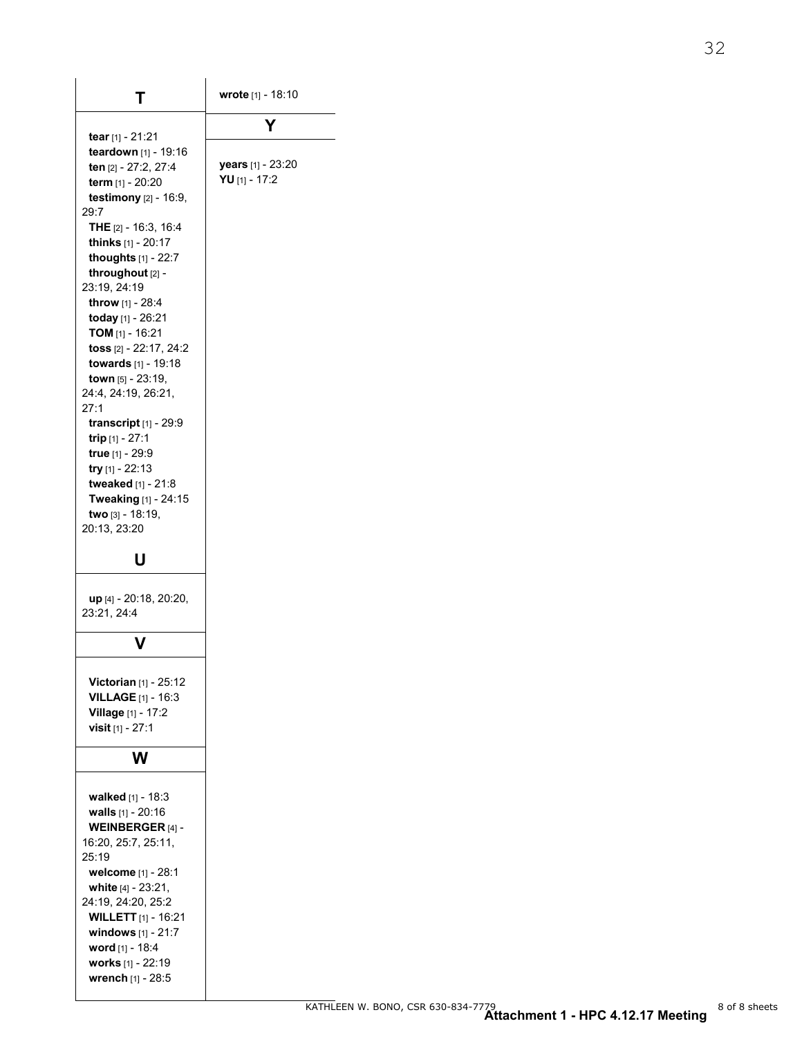## T

**tear** [1] - 21:21
**teardown** [1] - 19:16
**ten** [2] - 27:2, 27:4
**term** [1] - 20:20
**testimony** [2] - 16:9, 29:7
**THE** [2] - 16:3, 16:4
**thinks** [1] - 20:17
**thoughts** [1] - 22:7
**throughout** [2] - 23:19, 24:19
**throw** [1] - 28:4
**today** [1] - 26:21
**TOM** [1] - 16:21
**toss** [2] - 22:17, 24:2
**towards** [1] - 19:18
**town** [5] - 23:19, 24:4, 24:19, 26:21, 27:1
**transcript** [1] - 29:9
**trip** [1] - 27:1
**true** [1] - 29:9
**try** [1] - 22:13
**tweaked** [1] - 21:8
**Tweaking** [1] - 24:15
**two** [3] - 18:19, 20:13, 23:20

## U

**up** [4] - 20:18, 20:20, 23:21, 24:4

## V

**Victorian** [1] - 25:12
**VILLAGE** [1] - 16:3
**Village** [1] - 17:2
**visit** [1] - 27:1

## W

**walked** [1] - 18:3
**walls** [1] - 20:16
**WEINBERGER** [4] - 16:20, 25:7, 25:11, 25:19
**welcome** [1] - 28:1
**white** [4] - 23:21, 24:19, 24:20, 25:2
**WILLETT** [1] - 16:21
**windows** [1] - 21:7
**word** [1] - 18:4
**works** [1] - 22:19
**wrench** [1] - 28:5
**wrote** [1] - 18:10

## Y

**years** [1] - 23:20
**YU** [1] - 17:2

KATHLEEN W. BONO, CSR 630-834-7779

**Attachment 1 - HPC 4.12.17 Meeting**